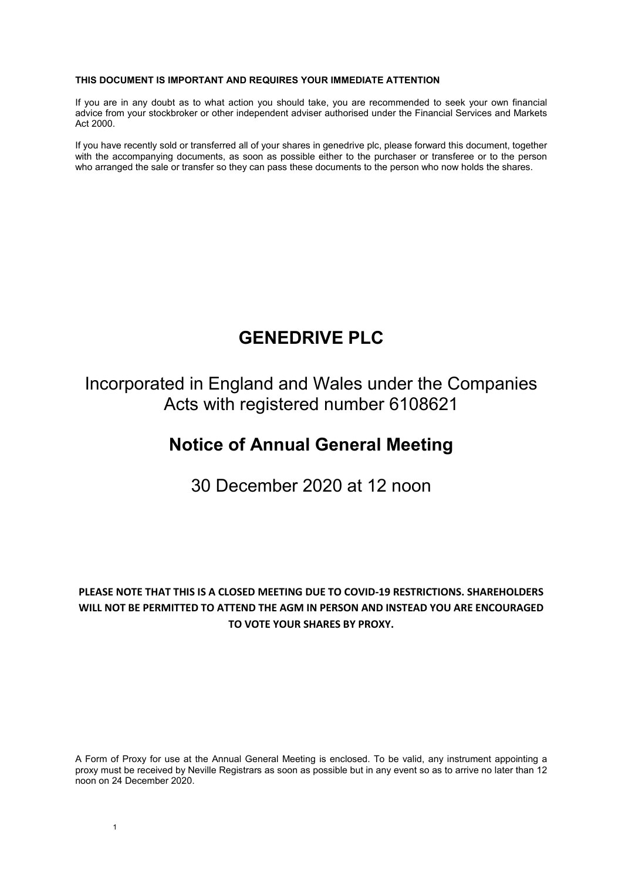**THIS DOCUMENT IS IMPORTANT AND REQUIRES YOUR IMMEDIATE ATTENTION**

If you are in any doubt as to what action you should take, you are recommended to seek your own financial advice from your stockbroker or other independent adviser authorised under the Financial Services and Markets Act 2000.

If you have recently sold or transferred all of your shares in genedrive plc, please forward this document, together with the accompanying documents, as soon as possible either to the purchaser or transferee or to the person who arranged the sale or transfer so they can pass these documents to the person who now holds the shares.

# GENEDRIVE PLC

## Incorporated in England and Wales under the Companies Acts with registered number 6108621

# Notice of Annual General Meeting

## 30 December 2020 at 12 noon

**PLEASE NOTE THAT THIS IS A CLOSED MEETING DUE TO COVID-19 RESTRICTIONS. SHAREHOLDERS WILL NOT BE PERMITTED TO ATTEND THE AGM IN PERSON AND INSTEAD YOU ARE ENCOURAGED TO VOTE YOUR SHARES BY PROXY.**

A Form of Proxy for use at the Annual General Meeting is enclosed. To be valid, any instrument appointing a proxy must be received by Neville Registrars as soon as possible but in any event so as to arrive no later than 12 noon on 24 December 2020.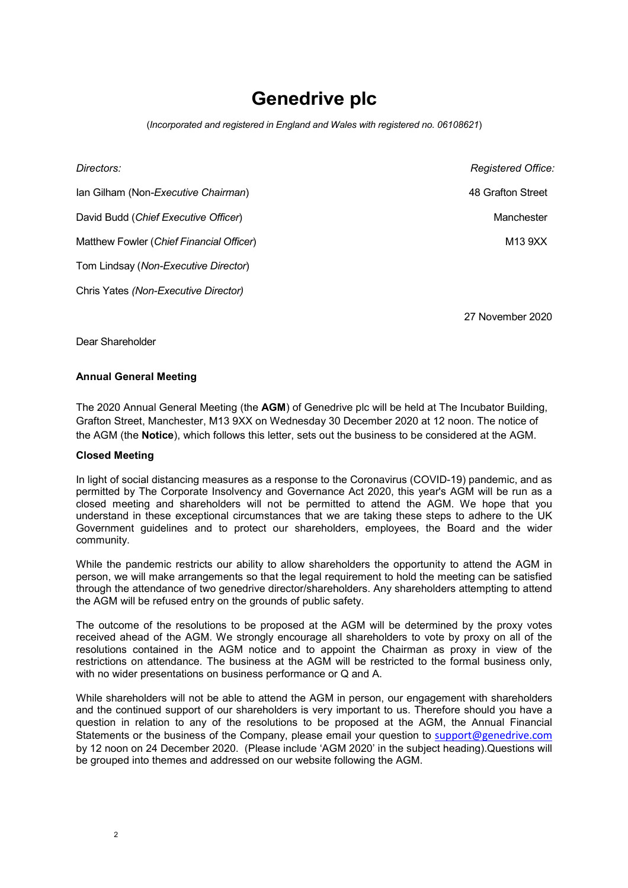# Genedrive plc

(*Incorporated and registered in England and Wales with registered no. 06108621*)

| *Directors:* | *Registered Office:* |
|---|---|
| Ian Gilham (Non-*Executive Chairman*) | 48 Grafton Street |
| David Budd (*Chief Executive Officer*) | Manchester |
| Matthew Fowler (*Chief Financial Officer*) | M13 9XX |
| Tom Lindsay (*Non-Executive Director*) | |
| Chris Yates *(Non-Executive Director)* | |

27 November 2020

Dear Shareholder

**Annual General Meeting**

The 2020 Annual General Meeting (the **AGM**) of Genedrive plc will be held at The Incubator Building, Grafton Street, Manchester, M13 9XX on Wednesday 30 December 2020 at 12 noon. The notice of the AGM (the **Notice**), which follows this letter, sets out the business to be considered at the AGM.

**Closed Meeting**

In light of social distancing measures as a response to the Coronavirus (COVID-19) pandemic, and as permitted by The Corporate Insolvency and Governance Act 2020, this year's AGM will be run as a closed meeting and shareholders will not be permitted to attend the AGM. We hope that you understand in these exceptional circumstances that we are taking these steps to adhere to the UK Government guidelines and to protect our shareholders, employees, the Board and the wider community.

While the pandemic restricts our ability to allow shareholders the opportunity to attend the AGM in person, we will make arrangements so that the legal requirement to hold the meeting can be satisfied through the attendance of two genedrive director/shareholders. Any shareholders attempting to attend the AGM will be refused entry on the grounds of public safety.

The outcome of the resolutions to be proposed at the AGM will be determined by the proxy votes received ahead of the AGM. We strongly encourage all shareholders to vote by proxy on all of the resolutions contained in the AGM notice and to appoint the Chairman as proxy in view of the restrictions on attendance. The business at the AGM will be restricted to the formal business only, with no wider presentations on business performance or Q and A.

While shareholders will not be able to attend the AGM in person, our engagement with shareholders and the continued support of our shareholders is very important to us. Therefore should you have a question in relation to any of the resolutions to be proposed at the AGM, the Annual Financial Statements or the business of the Company, please email your question to support@genedrive.com by 12 noon on 24 December 2020. (Please include 'AGM 2020' in the subject heading).Questions will be grouped into themes and addressed on our website following the AGM.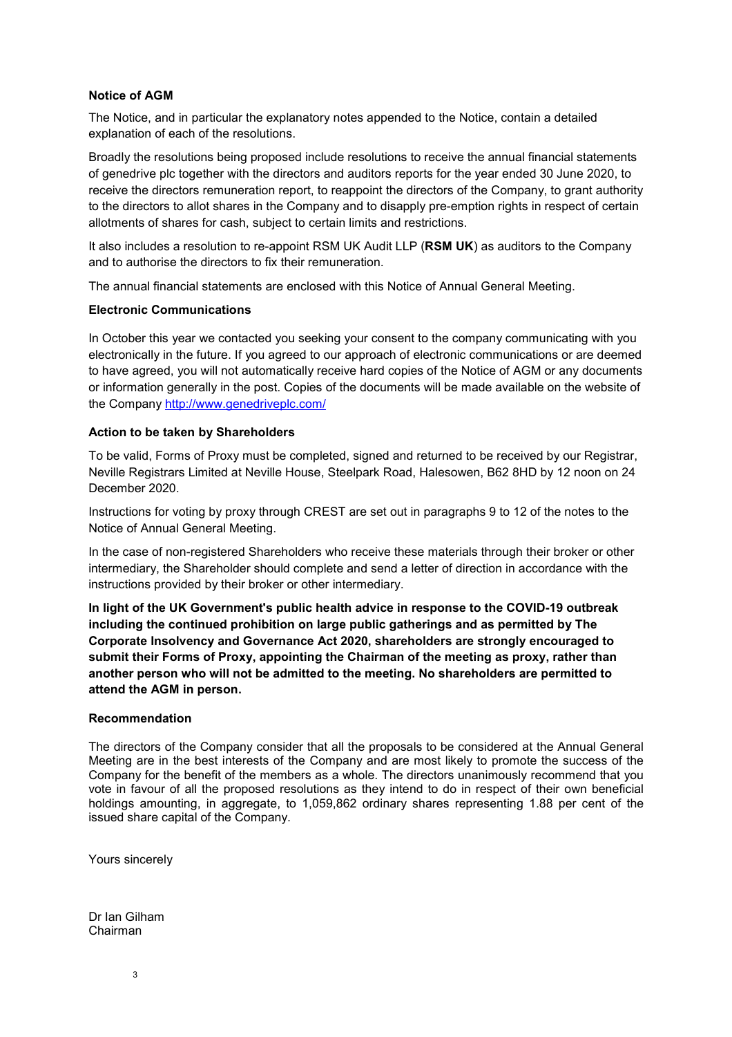### Notice of AGM

The Notice, and in particular the explanatory notes appended to the Notice, contain a detailed explanation of each of the resolutions.

Broadly the resolutions being proposed include resolutions to receive the annual financial statements of genedrive plc together with the directors and auditors reports for the year ended 30 June 2020, to receive the directors remuneration report, to reappoint the directors of the Company, to grant authority to the directors to allot shares in the Company and to disapply pre-emption rights in respect of certain allotments of shares for cash, subject to certain limits and restrictions.

It also includes a resolution to re-appoint RSM UK Audit LLP (**RSM UK**) as auditors to the Company and to authorise the directors to fix their remuneration.

The annual financial statements are enclosed with this Notice of Annual General Meeting.

### Electronic Communications

In October this year we contacted you seeking your consent to the company communicating with you electronically in the future. If you agreed to our approach of electronic communications or are deemed to have agreed, you will not automatically receive hard copies of the Notice of AGM or any documents or information generally in the post. Copies of the documents will be made available on the website of the Company http://www.genedriveplc.com/

### Action to be taken by Shareholders

To be valid, Forms of Proxy must be completed, signed and returned to be received by our Registrar, Neville Registrars Limited at Neville House, Steelpark Road, Halesowen, B62 8HD by 12 noon on 24 December 2020.

Instructions for voting by proxy through CREST are set out in paragraphs 9 to 12 of the notes to the Notice of Annual General Meeting.

In the case of non-registered Shareholders who receive these materials through their broker or other intermediary, the Shareholder should complete and send a letter of direction in accordance with the instructions provided by their broker or other intermediary.

**In light of the UK Government's public health advice in response to the COVID-19 outbreak including the continued prohibition on large public gatherings and as permitted by The Corporate Insolvency and Governance Act 2020, shareholders are strongly encouraged to submit their Forms of Proxy, appointing the Chairman of the meeting as proxy, rather than another person who will not be admitted to the meeting. No shareholders are permitted to attend the AGM in person.**

### Recommendation

The directors of the Company consider that all the proposals to be considered at the Annual General Meeting are in the best interests of the Company and are most likely to promote the success of the Company for the benefit of the members as a whole. The directors unanimously recommend that you vote in favour of all the proposed resolutions as they intend to do in respect of their own beneficial holdings amounting, in aggregate, to 1,059,862 ordinary shares representing 1.88 per cent of the issued share capital of the Company.

Yours sincerely

Dr Ian Gilham
Chairman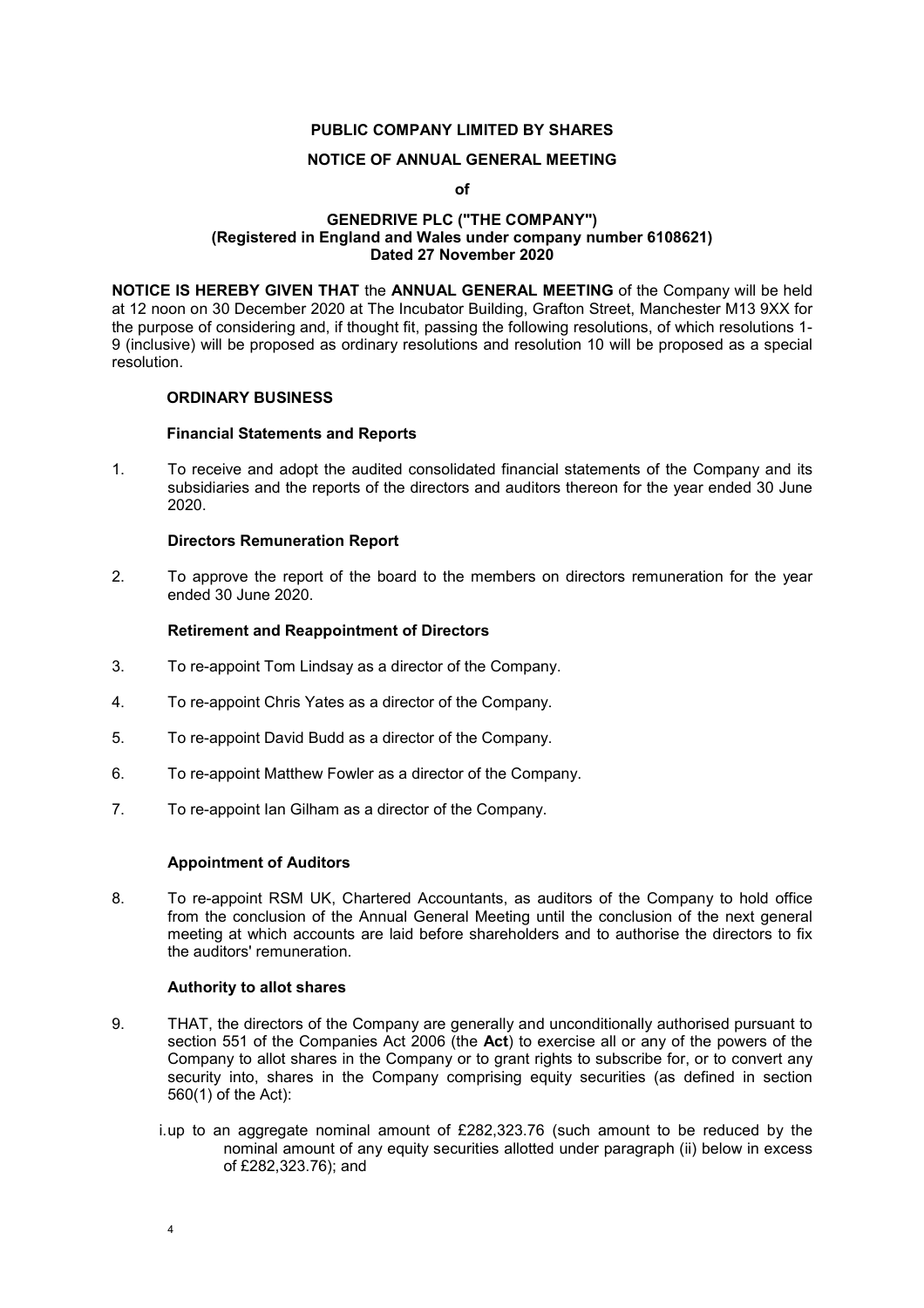**PUBLIC COMPANY LIMITED BY SHARES**

**NOTICE OF ANNUAL GENERAL MEETING**

**of**

**GENEDRIVE PLC ("THE COMPANY")**
**(Registered in England and Wales under company number 6108621)**
**Dated 27 November 2020**

**NOTICE IS HEREBY GIVEN THAT** the **ANNUAL GENERAL MEETING** of the Company will be held at 12 noon on 30 December 2020 at The Incubator Building, Grafton Street, Manchester M13 9XX for the purpose of considering and, if thought fit, passing the following resolutions, of which resolutions 1-9 (inclusive) will be proposed as ordinary resolutions and resolution 10 will be proposed as a special resolution.

### ORDINARY BUSINESS

#### Financial Statements and Reports

1. To receive and adopt the audited consolidated financial statements of the Company and its subsidiaries and the reports of the directors and auditors thereon for the year ended 30 June 2020.

#### Directors Remuneration Report

2. To approve the report of the board to the members on directors remuneration for the year ended 30 June 2020.

#### Retirement and Reappointment of Directors

3. To re-appoint Tom Lindsay as a director of the Company.

4. To re-appoint Chris Yates as a director of the Company.

5. To re-appoint David Budd as a director of the Company.

6. To re-appoint Matthew Fowler as a director of the Company.

7. To re-appoint Ian Gilham as a director of the Company.

#### Appointment of Auditors

8. To re-appoint RSM UK, Chartered Accountants, as auditors of the Company to hold office from the conclusion of the Annual General Meeting until the conclusion of the next general meeting at which accounts are laid before shareholders and to authorise the directors to fix the auditors' remuneration.

#### Authority to allot shares

9. THAT, the directors of the Company are generally and unconditionally authorised pursuant to section 551 of the Companies Act 2006 (the **Act**) to exercise all or any of the powers of the Company to allot shares in the Company or to grant rights to subscribe for, or to convert any security into, shares in the Company comprising equity securities (as defined in section 560(1) of the Act):

   i. up to an aggregate nominal amount of £282,323.76 (such amount to be reduced by the nominal amount of any equity securities allotted under paragraph (ii) below in excess of £282,323.76); and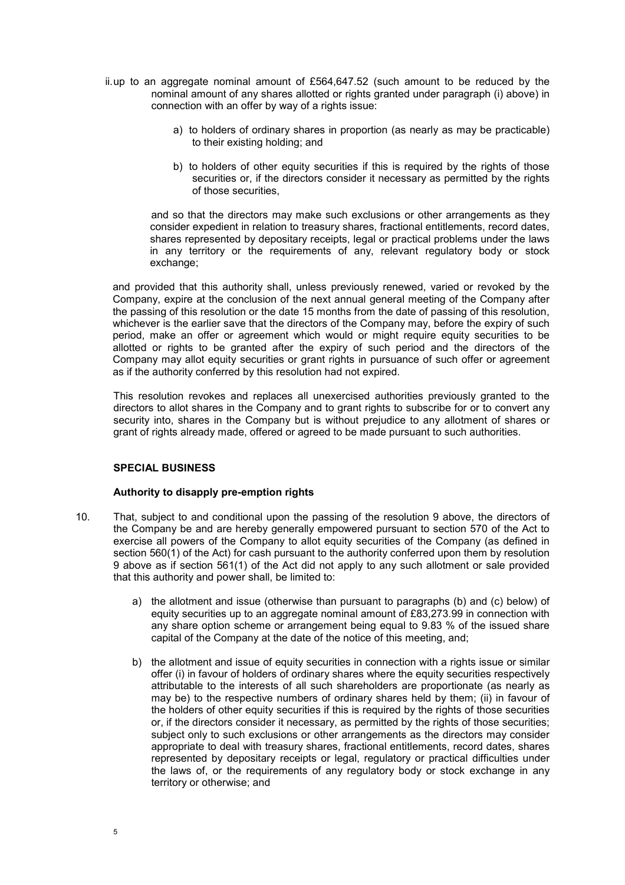ii. up to an aggregate nominal amount of £564,647.52 (such amount to be reduced by the nominal amount of any shares allotted or rights granted under paragraph (i) above) in connection with an offer by way of a rights issue:

a) to holders of ordinary shares in proportion (as nearly as may be practicable) to their existing holding; and

b) to holders of other equity securities if this is required by the rights of those securities or, if the directors consider it necessary as permitted by the rights of those securities,

and so that the directors may make such exclusions or other arrangements as they consider expedient in relation to treasury shares, fractional entitlements, record dates, shares represented by depositary receipts, legal or practical problems under the laws in any territory or the requirements of any, relevant regulatory body or stock exchange;

and provided that this authority shall, unless previously renewed, varied or revoked by the Company, expire at the conclusion of the next annual general meeting of the Company after the passing of this resolution or the date 15 months from the date of passing of this resolution, whichever is the earlier save that the directors of the Company may, before the expiry of such period, make an offer or agreement which would or might require equity securities to be allotted or rights to be granted after the expiry of such period and the directors of the Company may allot equity securities or grant rights in pursuance of such offer or agreement as if the authority conferred by this resolution had not expired.

This resolution revokes and replaces all unexercised authorities previously granted to the directors to allot shares in the Company and to grant rights to subscribe for or to convert any security into, shares in the Company but is without prejudice to any allotment of shares or grant of rights already made, offered or agreed to be made pursuant to such authorities.

**SPECIAL BUSINESS**

**Authority to disapply pre-emption rights**

10. That, subject to and conditional upon the passing of the resolution 9 above, the directors of the Company be and are hereby generally empowered pursuant to section 570 of the Act to exercise all powers of the Company to allot equity securities of the Company (as defined in section 560(1) of the Act) for cash pursuant to the authority conferred upon them by resolution 9 above as if section 561(1) of the Act did not apply to any such allotment or sale provided that this authority and power shall, be limited to:

    a) the allotment and issue (otherwise than pursuant to paragraphs (b) and (c) below) of equity securities up to an aggregate nominal amount of £83,273.99 in connection with any share option scheme or arrangement being equal to 9.83 % of the issued share capital of the Company at the date of the notice of this meeting, and;

    b) the allotment and issue of equity securities in connection with a rights issue or similar offer (i) in favour of holders of ordinary shares where the equity securities respectively attributable to the interests of all such shareholders are proportionate (as nearly as may be) to the respective numbers of ordinary shares held by them; (ii) in favour of the holders of other equity securities if this is required by the rights of those securities or, if the directors consider it necessary, as permitted by the rights of those securities; subject only to such exclusions or other arrangements as the directors may consider appropriate to deal with treasury shares, fractional entitlements, record dates, shares represented by depositary receipts or legal, regulatory or practical difficulties under the laws of, or the requirements of any regulatory body or stock exchange in any territory or otherwise; and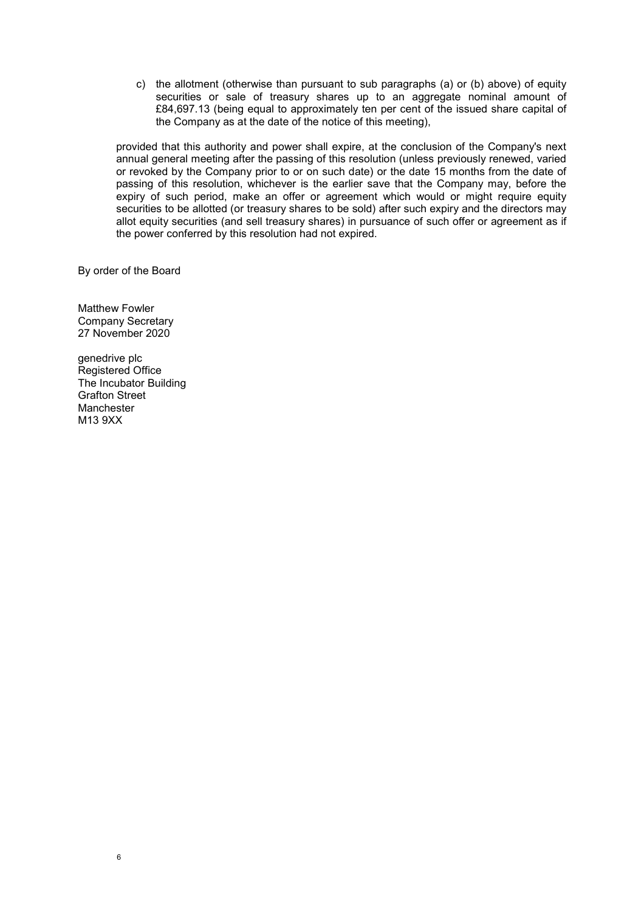c) the allotment (otherwise than pursuant to sub paragraphs (a) or (b) above) of equity securities or sale of treasury shares up to an aggregate nominal amount of £84,697.13 (being equal to approximately ten per cent of the issued share capital of the Company as at the date of the notice of this meeting),

provided that this authority and power shall expire, at the conclusion of the Company's next annual general meeting after the passing of this resolution (unless previously renewed, varied or revoked by the Company prior to or on such date) or the date 15 months from the date of passing of this resolution, whichever is the earlier save that the Company may, before the expiry of such period, make an offer or agreement which would or might require equity securities to be allotted (or treasury shares to be sold) after such expiry and the directors may allot equity securities (and sell treasury shares) in pursuance of such offer or agreement as if the power conferred by this resolution had not expired.

By order of the Board

Matthew Fowler
Company Secretary
27 November 2020

genedrive plc
Registered Office
The Incubator Building
Grafton Street
Manchester
M13 9XX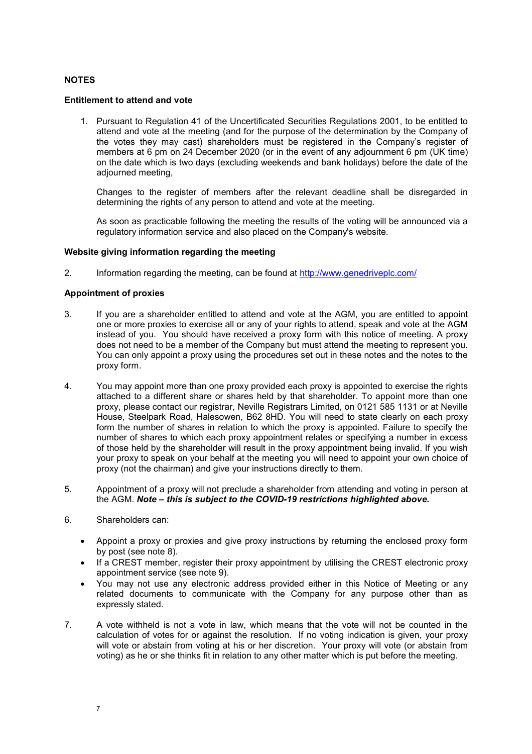**NOTES**

**Entitlement to attend and vote**

1. Pursuant to Regulation 41 of the Uncertificated Securities Regulations 2001, to be entitled to attend and vote at the meeting (and for the purpose of the determination by the Company of the votes they may cast) shareholders must be registered in the Company's register of members at 6 pm on 24 December 2020 (or in the event of any adjournment 6 pm (UK time) on the date which is two days (excluding weekends and bank holidays) before the date of the adjourned meeting,

   Changes to the register of members after the relevant deadline shall be disregarded in determining the rights of any person to attend and vote at the meeting.

   As soon as practicable following the meeting the results of the voting will be announced via a regulatory information service and also placed on the Company's website.

**Website giving information regarding the meeting**

2. Information regarding the meeting, can be found at http://www.genedriveplc.com/

**Appointment of proxies**

3. If you are a shareholder entitled to attend and vote at the AGM, you are entitled to appoint one or more proxies to exercise all or any of your rights to attend, speak and vote at the AGM instead of you. You should have received a proxy form with this notice of meeting. A proxy does not need to be a member of the Company but must attend the meeting to represent you. You can only appoint a proxy using the procedures set out in these notes and the notes to the proxy form.

4. You may appoint more than one proxy provided each proxy is appointed to exercise the rights attached to a different share or shares held by that shareholder. To appoint more than one proxy, please contact our registrar, Neville Registrars Limited, on 0121 585 1131 or at Neville House, Steelpark Road, Halesowen, B62 8HD. You will need to state clearly on each proxy form the number of shares in relation to which the proxy is appointed. Failure to specify the number of shares to which each proxy appointment relates or specifying a number in excess of those held by the shareholder will result in the proxy appointment being invalid. If you wish your proxy to speak on your behalf at the meeting you will need to appoint your own choice of proxy (not the chairman) and give your instructions directly to them.

5. Appointment of a proxy will not preclude a shareholder from attending and voting in person at the AGM. ***Note – this is subject to the COVID-19 restrictions highlighted above.***

6. Shareholders can:

   - Appoint a proxy or proxies and give proxy instructions by returning the enclosed proxy form by post (see note 8).
   - If a CREST member, register their proxy appointment by utilising the CREST electronic proxy appointment service (see note 9).
   - You may not use any electronic address provided either in this Notice of Meeting or any related documents to communicate with the Company for any purpose other than as expressly stated.

7. A vote withheld is not a vote in law, which means that the vote will not be counted in the calculation of votes for or against the resolution. If no voting indication is given, your proxy will vote or abstain from voting at his or her discretion. Your proxy will vote (or abstain from voting) as he or she thinks fit in relation to any other matter which is put before the meeting.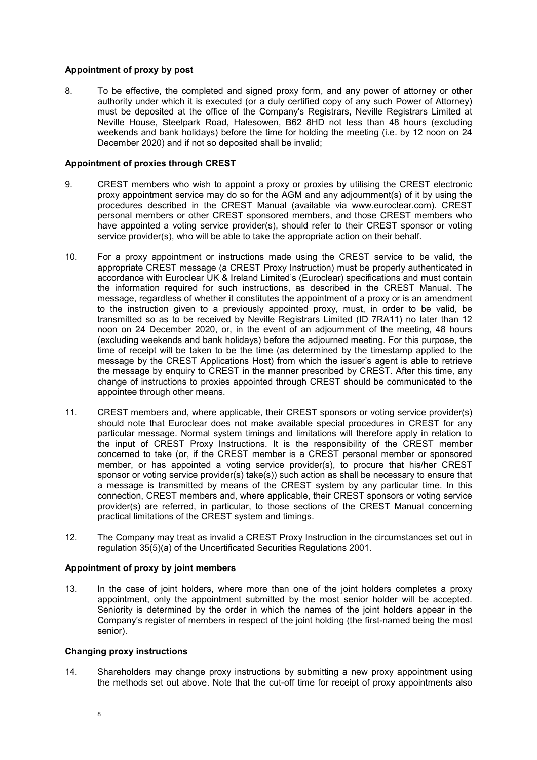**Appointment of proxy by post**

8. To be effective, the completed and signed proxy form, and any power of attorney or other authority under which it is executed (or a duly certified copy of any such Power of Attorney) must be deposited at the office of the Company's Registrars, Neville Registrars Limited at Neville House, Steelpark Road, Halesowen, B62 8HD not less than 48 hours (excluding weekends and bank holidays) before the time for holding the meeting (i.e. by 12 noon on 24 December 2020) and if not so deposited shall be invalid;

**Appointment of proxies through CREST**

9. CREST members who wish to appoint a proxy or proxies by utilising the CREST electronic proxy appointment service may do so for the AGM and any adjournment(s) of it by using the procedures described in the CREST Manual (available via www.euroclear.com). CREST personal members or other CREST sponsored members, and those CREST members who have appointed a voting service provider(s), should refer to their CREST sponsor or voting service provider(s), who will be able to take the appropriate action on their behalf.

10. For a proxy appointment or instructions made using the CREST service to be valid, the appropriate CREST message (a CREST Proxy Instruction) must be properly authenticated in accordance with Euroclear UK & Ireland Limited's (Euroclear) specifications and must contain the information required for such instructions, as described in the CREST Manual. The message, regardless of whether it constitutes the appointment of a proxy or is an amendment to the instruction given to a previously appointed proxy, must, in order to be valid, be transmitted so as to be received by Neville Registrars Limited (ID 7RA11) no later than 12 noon on 24 December 2020, or, in the event of an adjournment of the meeting, 48 hours (excluding weekends and bank holidays) before the adjourned meeting. For this purpose, the time of receipt will be taken to be the time (as determined by the timestamp applied to the message by the CREST Applications Host) from which the issuer's agent is able to retrieve the message by enquiry to CREST in the manner prescribed by CREST. After this time, any change of instructions to proxies appointed through CREST should be communicated to the appointee through other means.

11. CREST members and, where applicable, their CREST sponsors or voting service provider(s) should note that Euroclear does not make available special procedures in CREST for any particular message. Normal system timings and limitations will therefore apply in relation to the input of CREST Proxy Instructions. It is the responsibility of the CREST member concerned to take (or, if the CREST member is a CREST personal member or sponsored member, or has appointed a voting service provider(s), to procure that his/her CREST sponsor or voting service provider(s) take(s)) such action as shall be necessary to ensure that a message is transmitted by means of the CREST system by any particular time. In this connection, CREST members and, where applicable, their CREST sponsors or voting service provider(s) are referred, in particular, to those sections of the CREST Manual concerning practical limitations of the CREST system and timings.

12. The Company may treat as invalid a CREST Proxy Instruction in the circumstances set out in regulation 35(5)(a) of the Uncertificated Securities Regulations 2001.

**Appointment of proxy by joint members**

13. In the case of joint holders, where more than one of the joint holders completes a proxy appointment, only the appointment submitted by the most senior holder will be accepted. Seniority is determined by the order in which the names of the joint holders appear in the Company's register of members in respect of the joint holding (the first-named being the most senior).

**Changing proxy instructions**

14. Shareholders may change proxy instructions by submitting a new proxy appointment using the methods set out above. Note that the cut-off time for receipt of proxy appointments also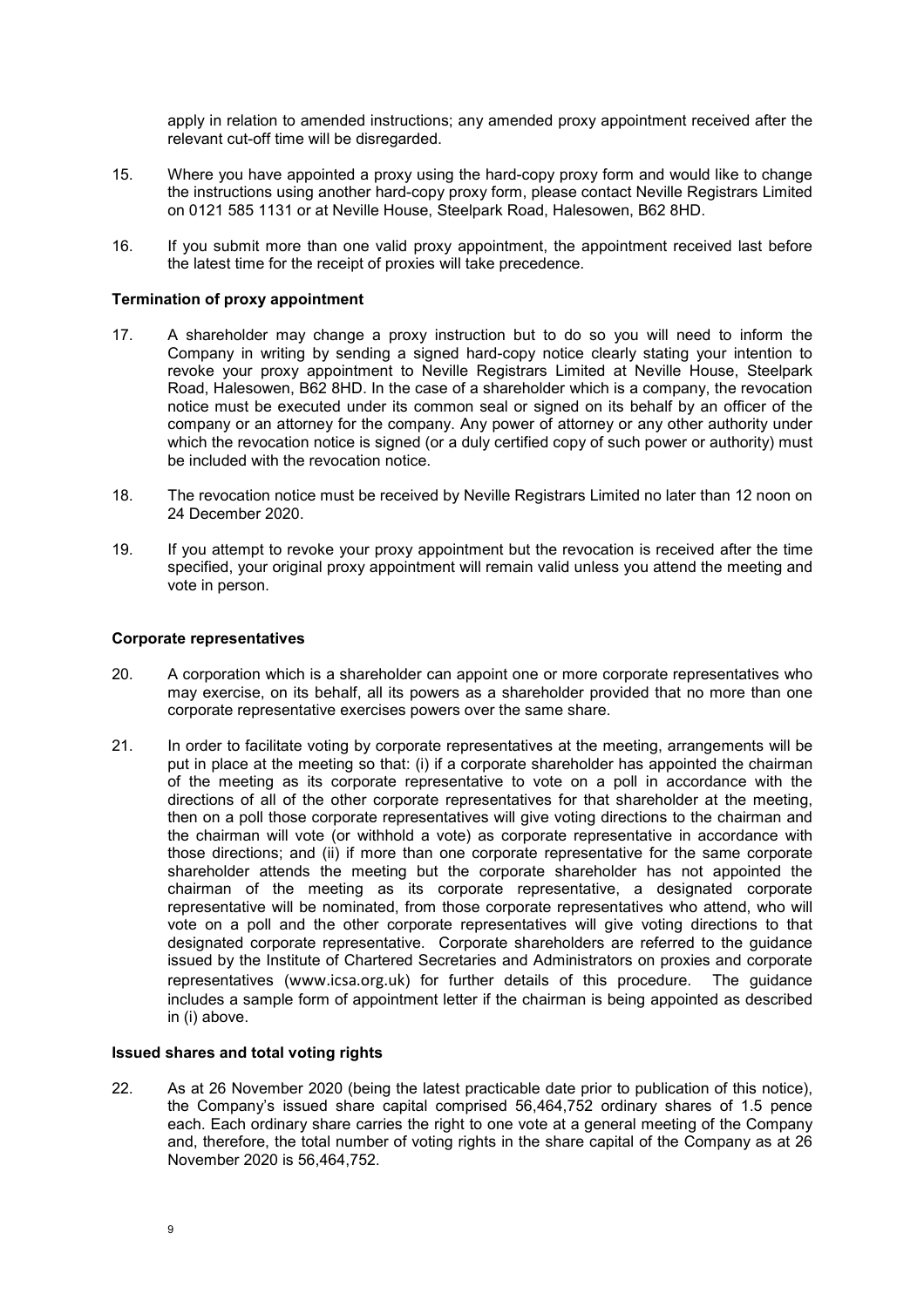apply in relation to amended instructions; any amended proxy appointment received after the relevant cut-off time will be disregarded.

15. Where you have appointed a proxy using the hard-copy proxy form and would like to change the instructions using another hard-copy proxy form, please contact Neville Registrars Limited on 0121 585 1131 or at Neville House, Steelpark Road, Halesowen, B62 8HD.

16. If you submit more than one valid proxy appointment, the appointment received last before the latest time for the receipt of proxies will take precedence.

**Termination of proxy appointment**

17. A shareholder may change a proxy instruction but to do so you will need to inform the Company in writing by sending a signed hard-copy notice clearly stating your intention to revoke your proxy appointment to Neville Registrars Limited at Neville House, Steelpark Road, Halesowen, B62 8HD. In the case of a shareholder which is a company, the revocation notice must be executed under its common seal or signed on its behalf by an officer of the company or an attorney for the company. Any power of attorney or any other authority under which the revocation notice is signed (or a duly certified copy of such power or authority) must be included with the revocation notice.

18. The revocation notice must be received by Neville Registrars Limited no later than 12 noon on 24 December 2020.

19. If you attempt to revoke your proxy appointment but the revocation is received after the time specified, your original proxy appointment will remain valid unless you attend the meeting and vote in person.

**Corporate representatives**

20. A corporation which is a shareholder can appoint one or more corporate representatives who may exercise, on its behalf, all its powers as a shareholder provided that no more than one corporate representative exercises powers over the same share.

21. In order to facilitate voting by corporate representatives at the meeting, arrangements will be put in place at the meeting so that: (i) if a corporate shareholder has appointed the chairman of the meeting as its corporate representative to vote on a poll in accordance with the directions of all of the other corporate representatives for that shareholder at the meeting, then on a poll those corporate representatives will give voting directions to the chairman and the chairman will vote (or withhold a vote) as corporate representative in accordance with those directions; and (ii) if more than one corporate representative for the same corporate shareholder attends the meeting but the corporate shareholder has not appointed the chairman of the meeting as its corporate representative, a designated corporate representative will be nominated, from those corporate representatives who attend, who will vote on a poll and the other corporate representatives will give voting directions to that designated corporate representative. Corporate shareholders are referred to the guidance issued by the Institute of Chartered Secretaries and Administrators on proxies and corporate representatives (www.icsa.org.uk) for further details of this procedure. The guidance includes a sample form of appointment letter if the chairman is being appointed as described in (i) above.

**Issued shares and total voting rights**

22. As at 26 November 2020 (being the latest practicable date prior to publication of this notice), the Company's issued share capital comprised 56,464,752 ordinary shares of 1.5 pence each. Each ordinary share carries the right to one vote at a general meeting of the Company and, therefore, the total number of voting rights in the share capital of the Company as at 26 November 2020 is 56,464,752.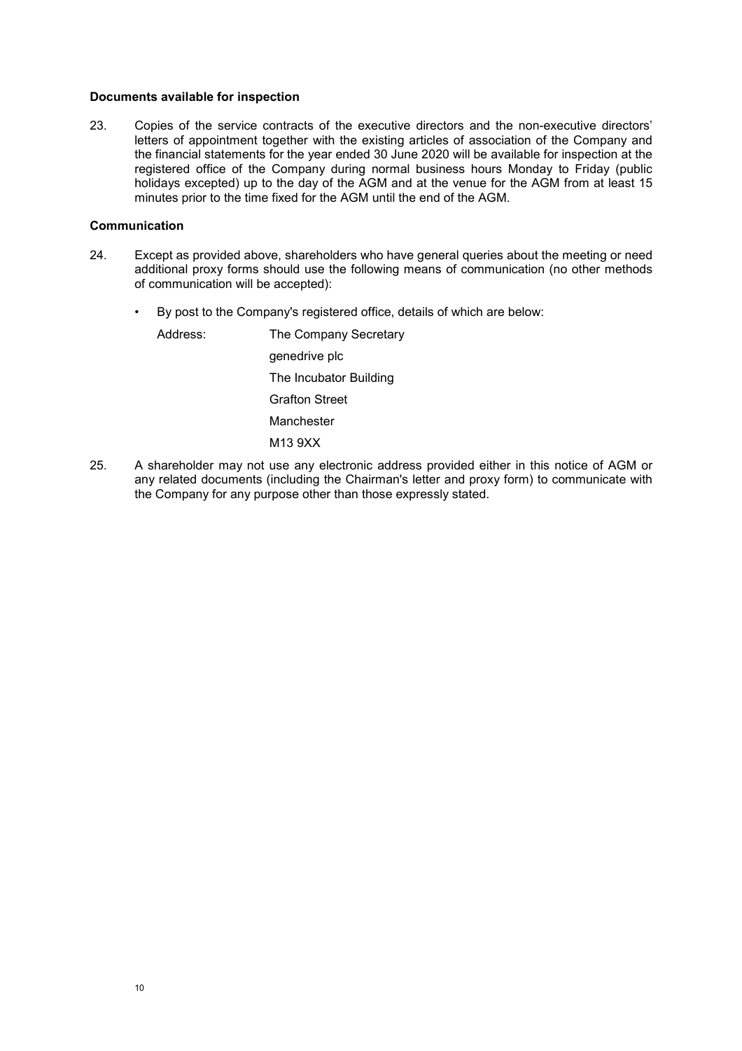**Documents available for inspection**

23. Copies of the service contracts of the executive directors and the non-executive directors' letters of appointment together with the existing articles of association of the Company and the financial statements for the year ended 30 June 2020 will be available for inspection at the registered office of the Company during normal business hours Monday to Friday (public holidays excepted) up to the day of the AGM and at the venue for the AGM from at least 15 minutes prior to the time fixed for the AGM until the end of the AGM.

**Communication**

24. Except as provided above, shareholders who have general queries about the meeting or need additional proxy forms should use the following means of communication (no other methods of communication will be accepted):

    - By post to the Company's registered office, details of which are below:

      Address: The Company Secretary
      genedrive plc
      The Incubator Building
      Grafton Street
      Manchester
      M13 9XX

25. A shareholder may not use any electronic address provided either in this notice of AGM or any related documents (including the Chairman's letter and proxy form) to communicate with the Company for any purpose other than those expressly stated.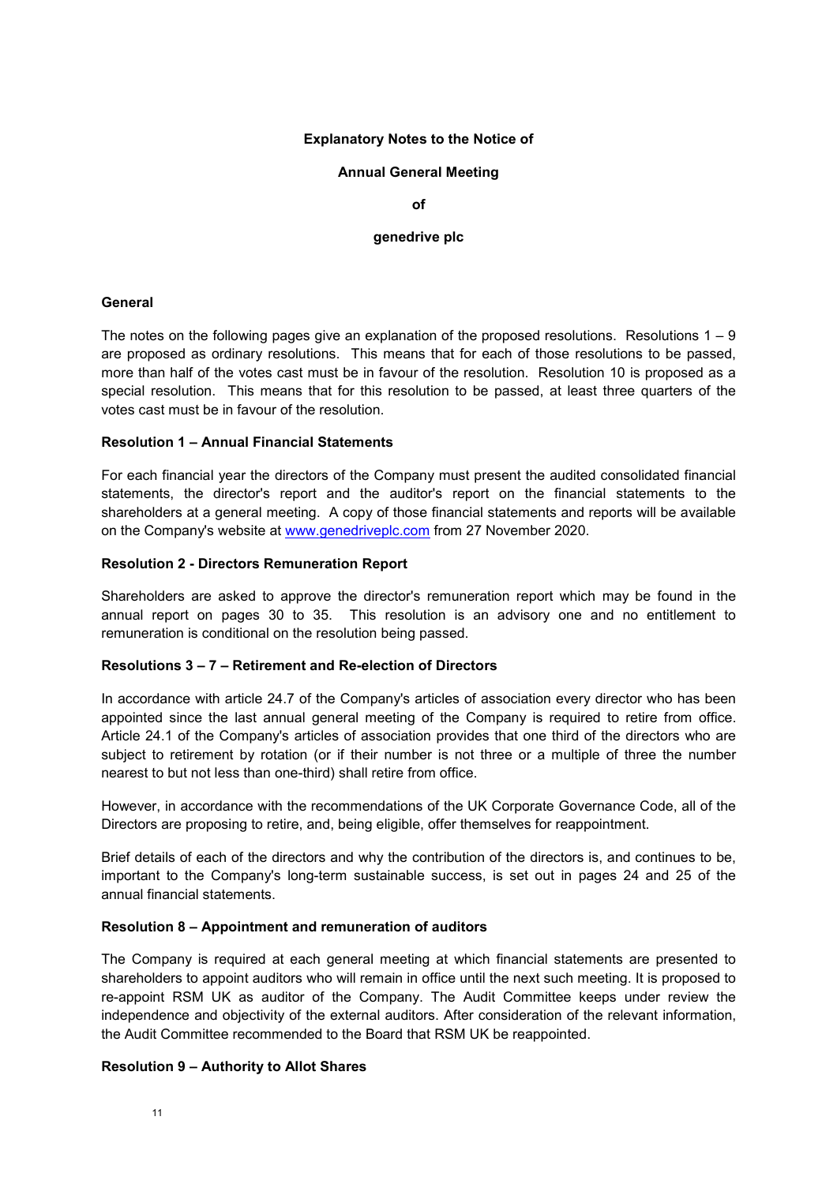**Explanatory Notes to the Notice of**

**Annual General Meeting**

**of**

**genedrive plc**

**General**

The notes on the following pages give an explanation of the proposed resolutions. Resolutions 1 – 9 are proposed as ordinary resolutions. This means that for each of those resolutions to be passed, more than half of the votes cast must be in favour of the resolution. Resolution 10 is proposed as a special resolution. This means that for this resolution to be passed, at least three quarters of the votes cast must be in favour of the resolution.

**Resolution 1 – Annual Financial Statements**

For each financial year the directors of the Company must present the audited consolidated financial statements, the director's report and the auditor's report on the financial statements to the shareholders at a general meeting. A copy of those financial statements and reports will be available on the Company's website at www.genedriveplc.com from 27 November 2020.

**Resolution 2 - Directors Remuneration Report**

Shareholders are asked to approve the director's remuneration report which may be found in the annual report on pages 30 to 35. This resolution is an advisory one and no entitlement to remuneration is conditional on the resolution being passed.

**Resolutions 3 – 7 – Retirement and Re-election of Directors**

In accordance with article 24.7 of the Company's articles of association every director who has been appointed since the last annual general meeting of the Company is required to retire from office. Article 24.1 of the Company's articles of association provides that one third of the directors who are subject to retirement by rotation (or if their number is not three or a multiple of three the number nearest to but not less than one-third) shall retire from office.

However, in accordance with the recommendations of the UK Corporate Governance Code, all of the Directors are proposing to retire, and, being eligible, offer themselves for reappointment.

Brief details of each of the directors and why the contribution of the directors is, and continues to be, important to the Company's long-term sustainable success, is set out in pages 24 and 25 of the annual financial statements.

**Resolution 8 – Appointment and remuneration of auditors**

The Company is required at each general meeting at which financial statements are presented to shareholders to appoint auditors who will remain in office until the next such meeting. It is proposed to re-appoint RSM UK as auditor of the Company. The Audit Committee keeps under review the independence and objectivity of the external auditors. After consideration of the relevant information, the Audit Committee recommended to the Board that RSM UK be reappointed.

**Resolution 9 – Authority to Allot Shares**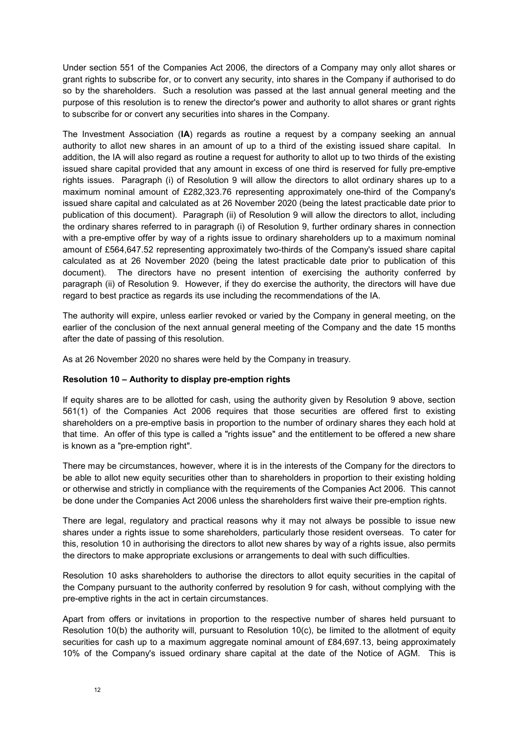Under section 551 of the Companies Act 2006, the directors of a Company may only allot shares or grant rights to subscribe for, or to convert any security, into shares in the Company if authorised to do so by the shareholders. Such a resolution was passed at the last annual general meeting and the purpose of this resolution is to renew the director's power and authority to allot shares or grant rights to subscribe for or convert any securities into shares in the Company.

The Investment Association (**IA**) regards as routine a request by a company seeking an annual authority to allot new shares in an amount of up to a third of the existing issued share capital. In addition, the IA will also regard as routine a request for authority to allot up to two thirds of the existing issued share capital provided that any amount in excess of one third is reserved for fully pre-emptive rights issues. Paragraph (i) of Resolution 9 will allow the directors to allot ordinary shares up to a maximum nominal amount of £282,323.76 representing approximately one-third of the Company's issued share capital and calculated as at 26 November 2020 (being the latest practicable date prior to publication of this document). Paragraph (ii) of Resolution 9 will allow the directors to allot, including the ordinary shares referred to in paragraph (i) of Resolution 9, further ordinary shares in connection with a pre-emptive offer by way of a rights issue to ordinary shareholders up to a maximum nominal amount of £564,647.52 representing approximately two-thirds of the Company's issued share capital calculated as at 26 November 2020 (being the latest practicable date prior to publication of this document). The directors have no present intention of exercising the authority conferred by paragraph (ii) of Resolution 9. However, if they do exercise the authority, the directors will have due regard to best practice as regards its use including the recommendations of the IA.

The authority will expire, unless earlier revoked or varied by the Company in general meeting, on the earlier of the conclusion of the next annual general meeting of the Company and the date 15 months after the date of passing of this resolution.

As at 26 November 2020 no shares were held by the Company in treasury.

**Resolution 10 – Authority to display pre-emption rights**

If equity shares are to be allotted for cash, using the authority given by Resolution 9 above, section 561(1) of the Companies Act 2006 requires that those securities are offered first to existing shareholders on a pre-emptive basis in proportion to the number of ordinary shares they each hold at that time. An offer of this type is called a "rights issue" and the entitlement to be offered a new share is known as a "pre-emption right".

There may be circumstances, however, where it is in the interests of the Company for the directors to be able to allot new equity securities other than to shareholders in proportion to their existing holding or otherwise and strictly in compliance with the requirements of the Companies Act 2006. This cannot be done under the Companies Act 2006 unless the shareholders first waive their pre-emption rights.

There are legal, regulatory and practical reasons why it may not always be possible to issue new shares under a rights issue to some shareholders, particularly those resident overseas. To cater for this, resolution 10 in authorising the directors to allot new shares by way of a rights issue, also permits the directors to make appropriate exclusions or arrangements to deal with such difficulties.

Resolution 10 asks shareholders to authorise the directors to allot equity securities in the capital of the Company pursuant to the authority conferred by resolution 9 for cash, without complying with the pre-emptive rights in the act in certain circumstances.

Apart from offers or invitations in proportion to the respective number of shares held pursuant to Resolution 10(b) the authority will, pursuant to Resolution 10(c), be limited to the allotment of equity securities for cash up to a maximum aggregate nominal amount of £84,697.13, being approximately 10% of the Company's issued ordinary share capital at the date of the Notice of AGM. This is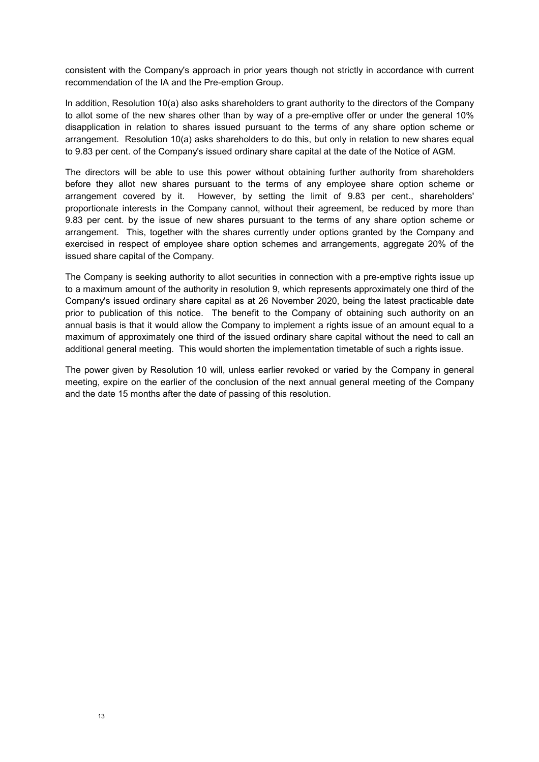consistent with the Company's approach in prior years though not strictly in accordance with current recommendation of the IA and the Pre-emption Group.

In addition, Resolution 10(a) also asks shareholders to grant authority to the directors of the Company to allot some of the new shares other than by way of a pre-emptive offer or under the general 10% disapplication in relation to shares issued pursuant to the terms of any share option scheme or arrangement. Resolution 10(a) asks shareholders to do this, but only in relation to new shares equal to 9.83 per cent. of the Company's issued ordinary share capital at the date of the Notice of AGM.

The directors will be able to use this power without obtaining further authority from shareholders before they allot new shares pursuant to the terms of any employee share option scheme or arrangement covered by it. However, by setting the limit of 9.83 per cent., shareholders' proportionate interests in the Company cannot, without their agreement, be reduced by more than 9.83 per cent. by the issue of new shares pursuant to the terms of any share option scheme or arrangement. This, together with the shares currently under options granted by the Company and exercised in respect of employee share option schemes and arrangements, aggregate 20% of the issued share capital of the Company.

The Company is seeking authority to allot securities in connection with a pre-emptive rights issue up to a maximum amount of the authority in resolution 9, which represents approximately one third of the Company's issued ordinary share capital as at 26 November 2020, being the latest practicable date prior to publication of this notice. The benefit to the Company of obtaining such authority on an annual basis is that it would allow the Company to implement a rights issue of an amount equal to a maximum of approximately one third of the issued ordinary share capital without the need to call an additional general meeting. This would shorten the implementation timetable of such a rights issue.

The power given by Resolution 10 will, unless earlier revoked or varied by the Company in general meeting, expire on the earlier of the conclusion of the next annual general meeting of the Company and the date 15 months after the date of passing of this resolution.